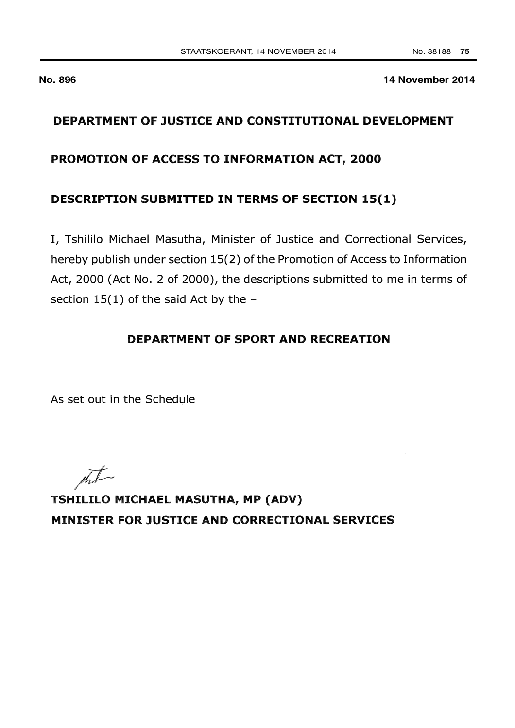**No. 896** **14 November 2014**

## DEPARTMENT OF JUSTICE AND CONSTITUTIONAL DEVELOPMENT

## PROMOTION OF ACCESS TO INFORMATION ACT, 2000

## DESCRIPTION SUBMITTED IN TERMS OF SECTION 15(1)

I, Tshililo Michael Masutha, Minister of Justice and Correctional Services, hereby publish under section 15(2) of the Promotion of Access to Information Act, 2000 (Act No. 2 of 2000), the descriptions submitted to me in terms of section 15(1) of the said Act by the –

### DEPARTMENT OF SPORT AND RECREATION

As set out in the Schedule

**TSHILILO MICHAEL MASUTHA, MP (ADV)**
**MINISTER FOR JUSTICE AND CORRECTIONAL SERVICES**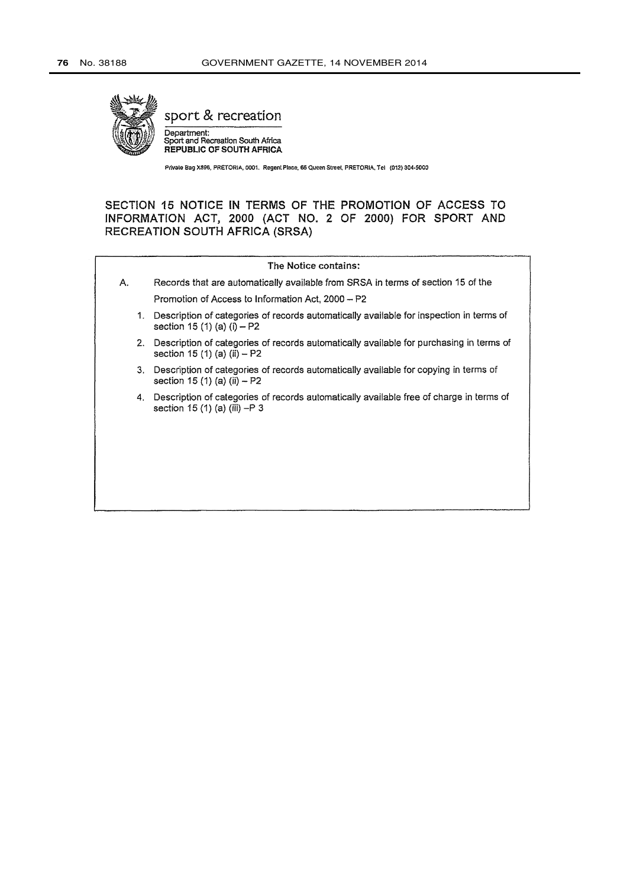sport & recreation

Department:
Sport and Recreation South Africa
**REPUBLIC OF SOUTH AFRICA**

Private Bag X896, PRETORIA, 0001. Regent Place, 66 Queen Street, PRETORIA, Tel (012) 304-5000

## SECTION 15 NOTICE IN TERMS OF THE PROMOTION OF ACCESS TO INFORMATION ACT, 2000 (ACT NO. 2 OF 2000) FOR SPORT AND RECREATION SOUTH AFRICA (SRSA)

**The Notice contains:**

A. Records that are automatically available from SRSA in terms of section 15 of the Promotion of Access to Information Act, 2000 – P2

1. Description of categories of records automatically available for inspection in terms of section 15 (1) (a) (i) – P2
2. Description of categories of records automatically available for purchasing in terms of section 15 (1) (a) (ii) – P2
3. Description of categories of records automatically available for copying in terms of section 15 (1) (a) (ii) – P2
4. Description of categories of records automatically available free of charge in terms of section 15 (1) (a) (iii) –P 3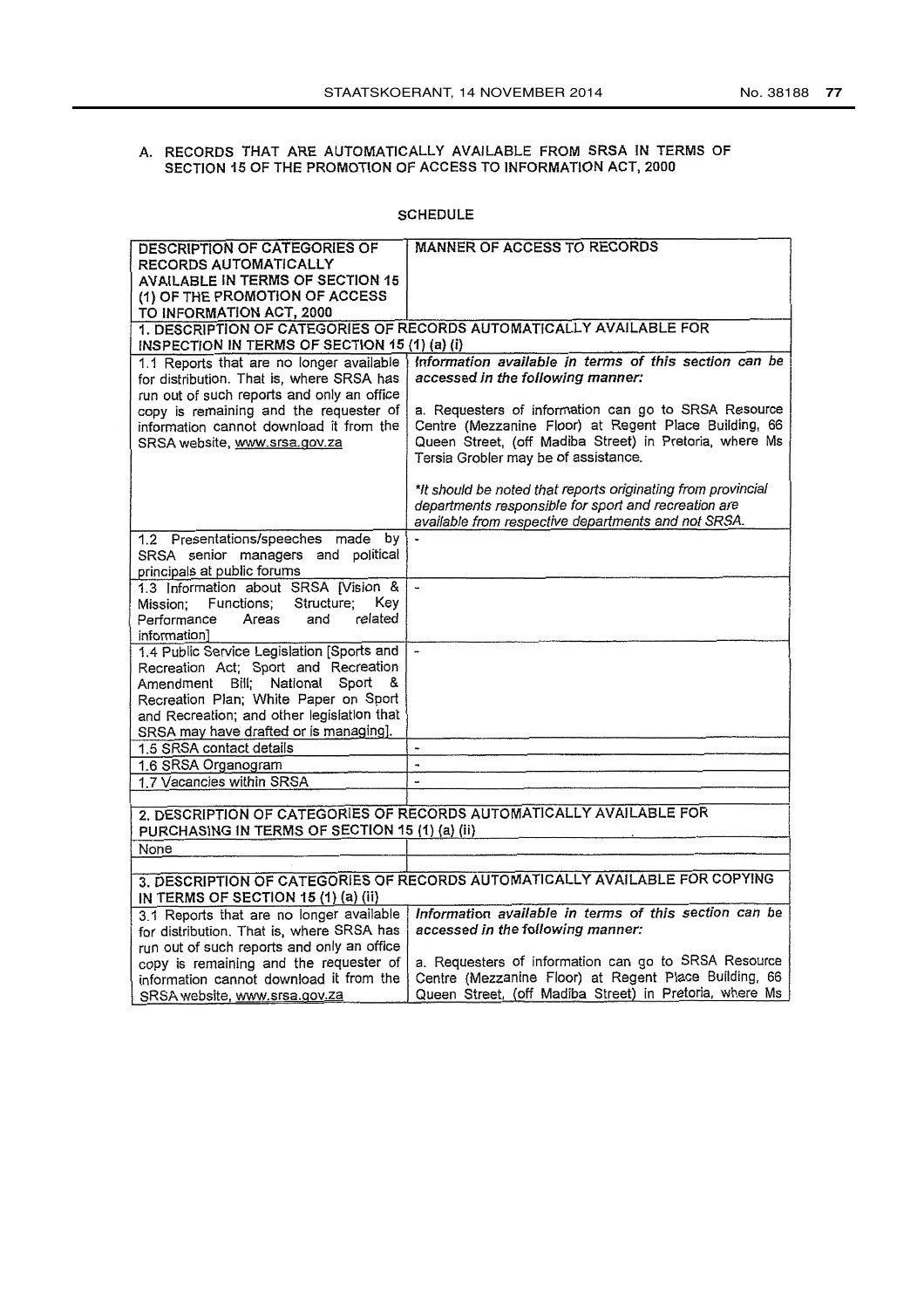## A. RECORDS THAT ARE AUTOMATICALLY AVAILABLE FROM SRSA IN TERMS OF SECTION 15 OF THE PROMOTION OF ACCESS TO INFORMATION ACT, 2000

### SCHEDULE

| DESCRIPTION OF CATEGORIES OF RECORDS AUTOMATICALLY AVAILABLE IN TERMS OF SECTION 15 (1) OF THE PROMOTION OF ACCESS TO INFORMATION ACT, 2000 | MANNER OF ACCESS TO RECORDS |
|---|---|
| **1. DESCRIPTION OF CATEGORIES OF RECORDS AUTOMATICALLY AVAILABLE FOR INSPECTION IN TERMS OF SECTION 15 (1) (a) (i)** | |
| 1.1 Reports that are no longer available for distribution. That is, where SRSA has run out of such reports and only an office copy is remaining and the requester of information cannot download it from the SRSA website, www.srsa.gov.za | *Information available in terms of this section can be accessed in the following manner:*<br><br>a. Requesters of information can go to SRSA Resource Centre (Mezzanine Floor) at Regent Place Building, 66 Queen Street, (off Madiba Street) in Pretoria, where Ms Tersia Grobler may be of assistance.<br><br>*\*It should be noted that reports originating from provincial departments responsible for sport and recreation are available from respective departments and not SRSA.* |
| 1.2 Presentations/speeches made by SRSA senior managers and political principals at public forums | - |
| 1.3 Information about SRSA [Vision & Mission; Functions; Structure; Key Performance Areas and related information] | - |
| 1.4 Public Service Legislation [Sports and Recreation Act; Sport and Recreation Amendment Bill; National Sport & Recreation Plan; White Paper on Sport and Recreation; and other legislation that SRSA may have drafted or is managing]. | - |
| 1.5 SRSA contact details | - |
| 1.6 SRSA Organogram | - |
| 1.7 Vacancies within SRSA | - |
| | |
| **2. DESCRIPTION OF CATEGORIES OF RECORDS AUTOMATICALLY AVAILABLE FOR PURCHASING IN TERMS OF SECTION 15 (1) (a) (ii)** | |
| None | |
| | |
| **3. DESCRIPTION OF CATEGORIES OF RECORDS AUTOMATICALLY AVAILABLE FOR COPYING IN TERMS OF SECTION 15 (1) (a) (ii)** | |
| 3.1 Reports that are no longer available for distribution. That is, where SRSA has run out of such reports and only an office copy is remaining and the requester of information cannot download it from the SRSA website, www.srsa.gov.za | *Information available in terms of this section can be accessed in the following manner:*<br><br>a. Requesters of information can go to SRSA Resource Centre (Mezzanine Floor) at Regent Place Building, 66 Queen Street, (off Madiba Street) in Pretoria, where Ms |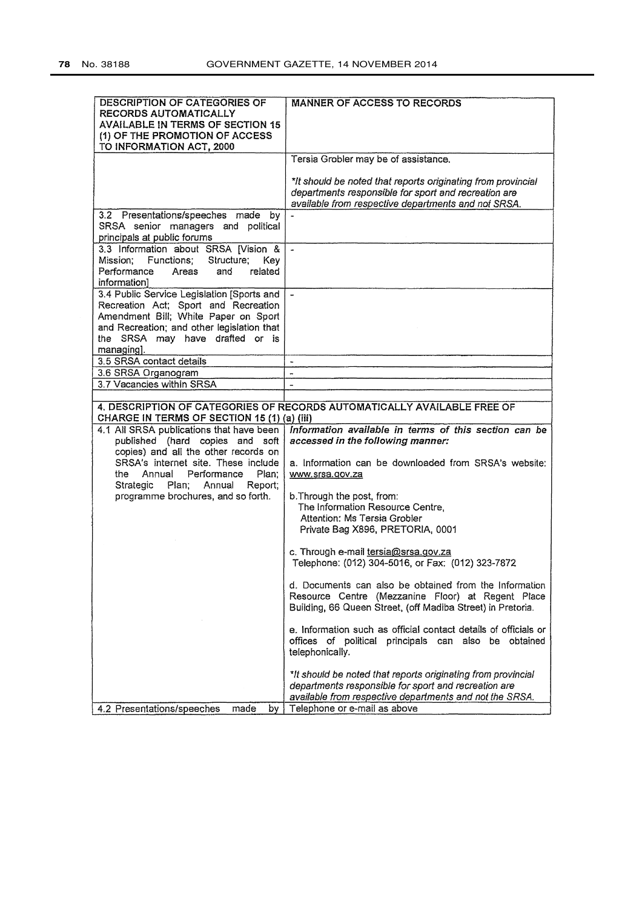| DESCRIPTION OF CATEGORIES OF RECORDS AUTOMATICALLY AVAILABLE IN TERMS OF SECTION 15 (1) OF THE PROMOTION OF ACCESS TO INFORMATION ACT, 2000 | MANNER OF ACCESS TO RECORDS |
|---|---|
| | Tersia Grobler may be of assistance.<br><br>*It should be noted that reports originating from provincial departments responsible for sport and recreation are available from respective departments and not SRSA.* |
| 3.2 Presentations/speeches made by SRSA senior managers and political principals at public forums | - |
| 3.3 Information about SRSA [Vision & Mission; Functions; Structure; Key Performance Areas and related information] | - |
| 3.4 Public Service Legislation [Sports and Recreation Act; Sport and Recreation Amendment Bill; White Paper on Sport and Recreation; and other legislation that the SRSA may have drafted or is managing]. | - |
| 3.5 SRSA contact details | - |
| 3.6 SRSA Organogram | - |
| 3.7 Vacancies within SRSA | - |
| | |
| **4. DESCRIPTION OF CATEGORIES OF RECORDS AUTOMATICALLY AVAILABLE FREE OF CHARGE IN TERMS OF SECTION 15 (1) (a) (iii)** | |
| 4.1 All SRSA publications that have been published (hard copies and soft copies) and all the other records on SRSA's internet site. These include the Annual Performance Plan; Strategic Plan; Annual Report; programme brochures, and so forth. | ***Information available in terms of this section can be accessed in the following manner:***<br><br>a. Information can be downloaded from SRSA's website: www.srsa.gov.za<br><br>b.Through the post, from:<br>The Information Resource Centre,<br>Attention: Ms Tersia Grobler<br>Private Bag X896, PRETORIA, 0001<br><br>c. Through e-mail tersia@srsa.gov.za<br>Telephone: (012) 304-5016, or Fax: (012) 323-7872<br><br>d. Documents can also be obtained from the Information Resource Centre (Mezzanine Floor) at Regent Place Building, 66 Queen Street, (off Madiba Street) in Pretoria.<br><br>e. Information such as official contact details of officials or offices of political principals can also be obtained telephonically.<br><br>*It should be noted that reports originating from provincial departments responsible for sport and recreation are available from respective departments and not the SRSA.* |
| 4.2 Presentations/speeches made by | Telephone or e-mail as above |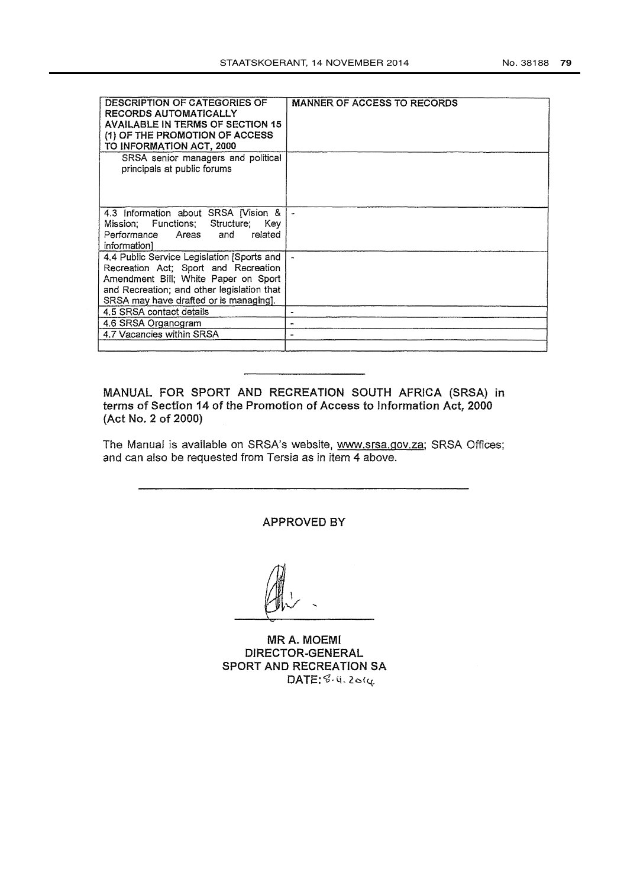| DESCRIPTION OF CATEGORIES OF RECORDS AUTOMATICALLY AVAILABLE IN TERMS OF SECTION 15 (1) OF THE PROMOTION OF ACCESS TO INFORMATION ACT, 2000 | MANNER OF ACCESS TO RECORDS |
|---|---|
| SRSA senior managers and political principals at public forums | |
| 4.3 Information about SRSA [Vision & Mission; Functions; Structure; Key Performance Areas and related information] | - |
| 4.4 Public Service Legislation [Sports and Recreation Act; Sport and Recreation Amendment Bill; White Paper on Sport and Recreation; and other legislation that SRSA may have drafted or is managing]. | - |
| 4.5 SRSA contact details | - |
| 4.6 SRSA Organogram | - |
| 4.7 Vacancies within SRSA | - |
| | |

**MANUAL FOR SPORT AND RECREATION SOUTH AFRICA (SRSA) in terms of Section 14 of the Promotion of Access to Information Act, 2000 (Act No. 2 of 2000)**

The Manual is available on SRSA's website, www.srsa.gov.za; SRSA Offices; and can also be requested from Tersia as in item 4 above.

APPROVED BY

MR A. MOEMI
DIRECTOR-GENERAL
SPORT AND RECREATION SA
DATE: 8.4.2014